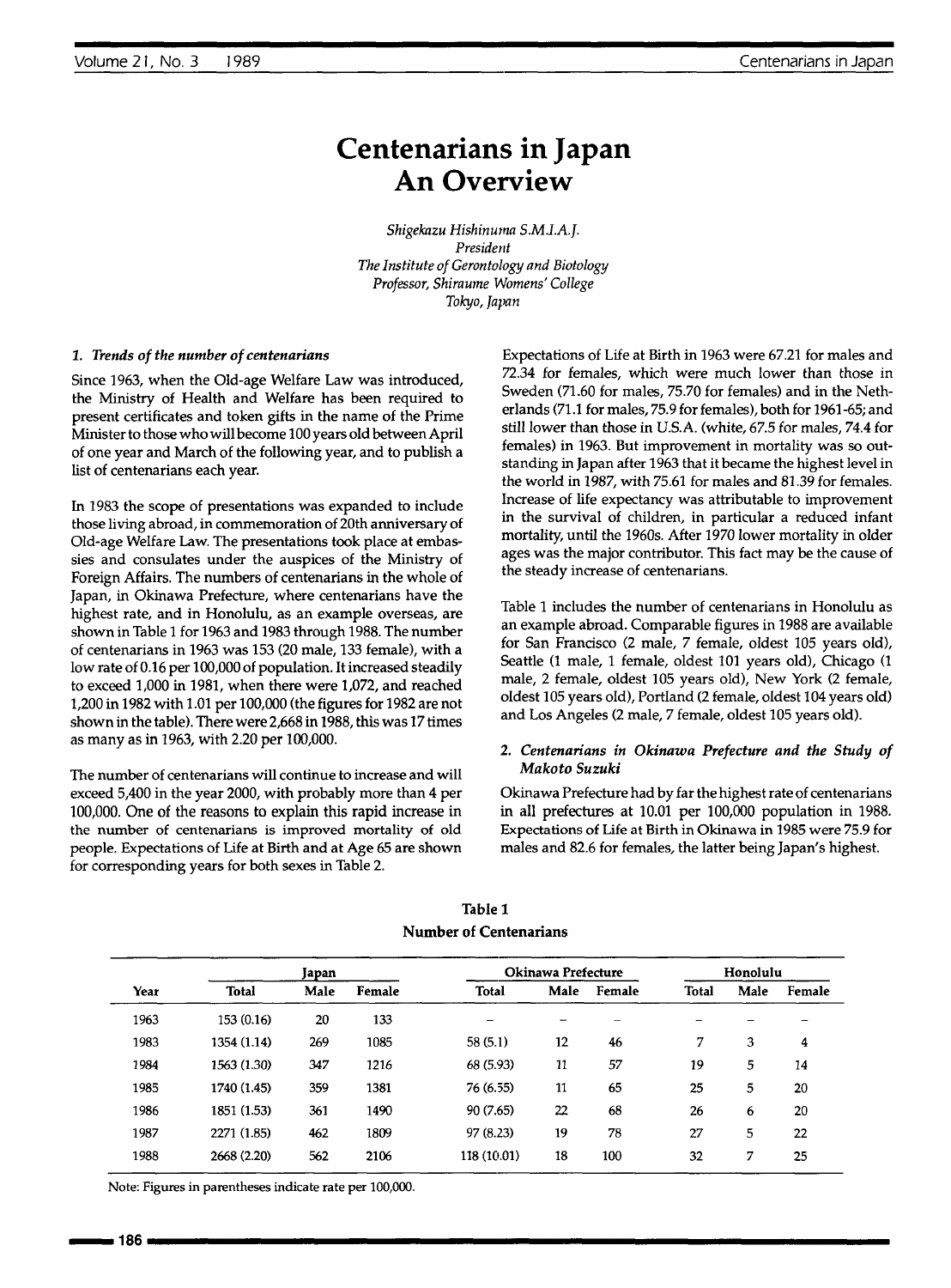# Centenarians in Japan An Overview

*Shigekazu Hishinuma S.M.I.A.J.*
*President*
*The Institute of Gerontology and Biotology*
*Professor, Shiraume Womens' College*
*Tokyo, Japan*

### 1. *Trends of the number of centenarians*

Since 1963, when the Old-age Welfare Law was introduced, the Ministry of Health and Welfare has been required to present certificates and token gifts in the name of the Prime Minister to those who will become 100 years old between April of one year and March of the following year, and to publish a list of centenarians each year.

In 1983 the scope of presentations was expanded to include those living abroad, in commemoration of 20th anniversary of Old-age Welfare Law. The presentations took place at embassies and consulates under the auspices of the Ministry of Foreign Affairs. The numbers of centenarians in the whole of Japan, in Okinawa Prefecture, where centenarians have the highest rate, and in Honolulu, as an example overseas, are shown in Table 1 for 1963 and 1983 through 1988. The number of centenarians in 1963 was 153 (20 male, 133 female), with a low rate of 0.16 per 100,000 of population. It increased steadily to exceed 1,000 in 1981, when there were 1,072, and reached 1,200 in 1982 with 1.01 per 100,000 (the figures for 1982 are not shown in the table). There were 2,668 in 1988, this was 17 times as many as in 1963, with 2.20 per 100,000.

The number of centenarians will continue to increase and will exceed 5,400 in the year 2000, with probably more than 4 per 100,000. One of the reasons to explain this rapid increase in the number of centenarians is improved mortality of old people. Expectations of Life at Birth and at Age 65 are shown for corresponding years for both sexes in Table 2.

Expectations of Life at Birth in 1963 were 67.21 for males and 72.34 for females, which were much lower than those in Sweden (71.60 for males, 75.70 for females) and in the Netherlands (71.1 for males, 75.9 for females), both for 1961-65; and still lower than those in U.S.A. (white, 67.5 for males, 74.4 for females) in 1963. But improvement in mortality was so outstanding in Japan after 1963 that it became the highest level in the world in 1987, with 75.61 for males and 81.39 for females. Increase of life expectancy was attributable to improvement in the survival of children, in particular a reduced infant mortality, until the 1960s. After 1970 lower mortality in older ages was the major contributor. This fact may be the cause of the steady increase of centenarians.

Table 1 includes the number of centenarians in Honolulu as an example abroad. Comparable figures in 1988 are available for San Francisco (2 male, 7 female, oldest 105 years old), Seattle (1 male, 1 female, oldest 101 years old), Chicago (1 male, 2 female, oldest 105 years old), New York (2 female, oldest 105 years old), Portland (2 female, oldest 104 years old) and Los Angeles (2 male, 7 female, oldest 105 years old).

### 2. *Centenarians in Okinawa Prefecture and the Study of Makoto Suzuki*

Okinawa Prefecture had by far the highest rate of centenarians in all prefectures at 10.01 per 100,000 population in 1988. Expectations of Life at Birth in Okinawa in 1985 were 75.9 for males and 82.6 for females, the latter being Japan's highest.

**Table 1**
**Number of Centenarians**

| Year | Japan | | | Okinawa Prefecture | | | Honolulu | | |
|---|---|---|---|---|---|---|---|---|---|
| | Total | Male | Female | Total | Male | Female | Total | Male | Female |
| 1963 | 153 (0.16) | 20 | 133 | – | – | – | – | – | – |
| 1983 | 1354 (1.14) | 269 | 1085 | 58 (5.1) | 12 | 46 | 7 | 3 | 4 |
| 1984 | 1563 (1.30) | 347 | 1216 | 68 (5.93) | 11 | 57 | 19 | 5 | 14 |
| 1985 | 1740 (1.45) | 359 | 1381 | 76 (6.55) | 11 | 65 | 25 | 5 | 20 |
| 1986 | 1851 (1.53) | 361 | 1490 | 90 (7.65) | 22 | 68 | 26 | 6 | 20 |
| 1987 | 2271 (1.85) | 462 | 1809 | 97 (8.23) | 19 | 78 | 27 | 5 | 22 |
| 1988 | 2668 (2.20) | 562 | 2106 | 118 (10.01) | 18 | 100 | 32 | 7 | 25 |

Note: Figures in parentheses indicate rate per 100,000.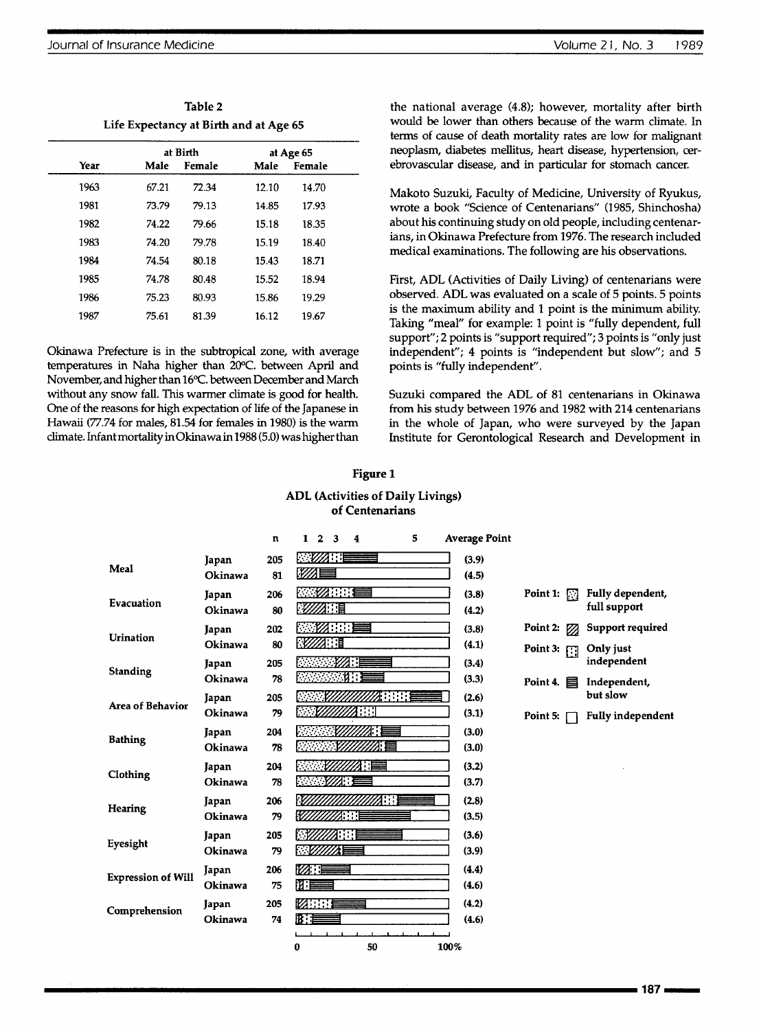**Table 2**
**Life Expectancy at Birth and at Age 65**

| Year | at Birth Male | at Birth Female | at Age 65 Male | at Age 65 Female |
|---|---|---|---|---|
| 1963 | 67.21 | 72.34 | 12.10 | 14.70 |
| 1981 | 73.79 | 79.13 | 14.85 | 17.93 |
| 1982 | 74.22 | 79.66 | 15.18 | 18.35 |
| 1983 | 74.20 | 79.78 | 15.19 | 18.40 |
| 1984 | 74.54 | 80.18 | 15.43 | 18.71 |
| 1985 | 74.78 | 80.48 | 15.52 | 18.94 |
| 1986 | 75.23 | 80.93 | 15.86 | 19.29 |
| 1987 | 75.61 | 81.39 | 16.12 | 19.67 |

Okinawa Prefecture is in the subtropical zone, with average temperatures in Naha higher than 20°C. between April and November, and higher than 16°C. between December and March without any snow fall. This warmer climate is good for health. One of the reasons for high expectation of life of the Japanese in Hawaii (77.74 for males, 81.54 for females in 1980) is the warm climate. Infant mortality in Okinawa in 1988 (5.0) was higher than the national average (4.8); however, mortality after birth would be lower than others because of the warm climate. In terms of cause of death mortality rates are low for malignant neoplasm, diabetes mellitus, heart disease, hypertension, cerebrovascular disease, and in particular for stomach cancer.

Makoto Suzuki, Faculty of Medicine, University of Ryukus, wrote a book "Science of Centenarians" (1985, Shinchosha) about his continuing study on old people, including centenarians, in Okinawa Prefecture from 1976. The research included medical examinations. The following are his observations.

First, ADL (Activities of Daily Living) of centenarians were observed. ADL was evaluated on a scale of 5 points. 5 points is the maximum ability and 1 point is the minimum ability. Taking "meal" for example: 1 point is "fully dependent, full support"; 2 points is "support required"; 3 points is "only just independent"; 4 points is "independent but slow"; and 5 points is "fully independent".

Suzuki compared the ADL of 81 centenarians in Okinawa from his study between 1976 and 1982 with 214 centenarians in the whole of Japan, who were surveyed by the Japan Institute for Gerontological Research and Development in

**Figure 1**

**ADL (Activities of Daily Livings) of Centenarians**

| Activity | | n | Average Point |
|---|---|---|---|
| Meal | Japan | 205 | (3.9) |
| | Okinawa | 81 | (4.5) |
| Evacuation | Japan | 206 | (3.8) |
| | Okinawa | 80 | (4.2) |
| Urination | Japan | 202 | (3.8) |
| | Okinawa | 80 | (4.1) |
| Standing | Japan | 205 | (3.4) |
| | Okinawa | 78 | (3.3) |
| Area of Behavior | Japan | 205 | (2.6) |
| | Okinawa | 79 | (3.1) |
| Bathing | Japan | 204 | (3.0) |
| | Okinawa | 78 | (3.0) |
| Clothing | Japan | 204 | (3.2) |
| | Okinawa | 78 | (3.7) |
| Hearing | Japan | 206 | (2.8) |
| | Okinawa | 79 | (3.5) |
| Eyesight | Japan | 205 | (3.6) |
| | Okinawa | 79 | (3.9) |
| Expression of Will | Japan | 206 | (4.4) |
| | Okinawa | 75 | (4.6) |
| Comprehension | Japan | 205 | (4.2) |
| | Okinawa | 74 | (4.6) |

Point 1: Fully dependent, full support
Point 2: Support required
Point 3: Only just independent
Point 4: Independent, but slow
Point 5: Fully independent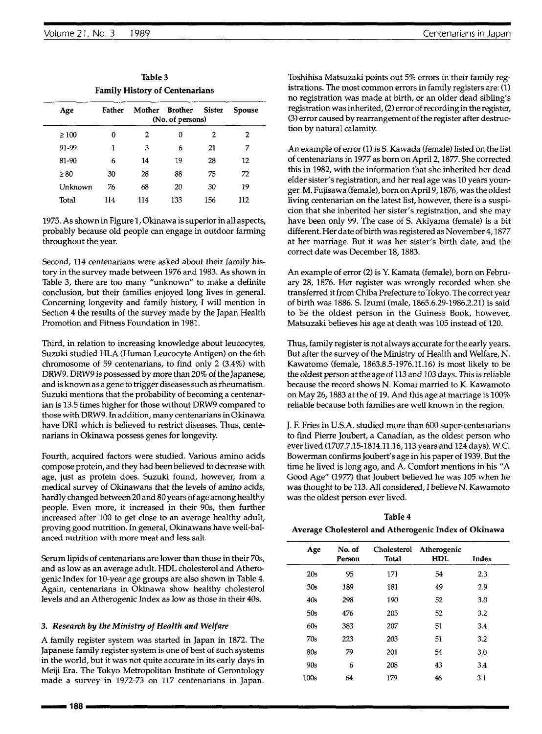**Table 3**
**Family History of Centenarians**

| Age | Father | Mother | Brother | Sister | Spouse |
|---|---|---|---|---|---|
| | | | (No. of persons) | | |
| ≥ 100 | 0 | 2 | 0 | 2 | 2 |
| 91-99 | 1 | 3 | 6 | 21 | 7 |
| 81-90 | 6 | 14 | 19 | 28 | 12 |
| ≥ 80 | 30 | 28 | 88 | 75 | 72 |
| Unknown | 76 | 68 | 20 | 30 | 19 |
| Total | 114 | 114 | 133 | 156 | 112 |

1975. As shown in Figure 1, Okinawa is superior in all aspects, probably because old people can engage in outdoor farming throughout the year.

Second, 114 centenarians were asked about their family history in the survey made between 1976 and 1983. As shown in Table 3, there are too many "unknown" to make a definite conclusion, but their families enjoyed long lives in general. Concerning longevity and family history, I will mention in Section 4 the results of the survey made by the Japan Health Promotion and Fitness Foundation in 1981.

Third, in relation to increasing knowledge about leucocytes, Suzuki studied HLA (Human Leucocyte Antigen) on the 6th chromosome of 59 centenarians, to find only 2 (3.4%) with DRW9. DRW9 is possessed by more than 20% of the Japanese, and is known as a gene to trigger diseases such as rheumatism. Suzuki mentions that the probability of becoming a centenarian is 13.5 times higher for those without DRW9 compared to those with DRW9. In addition, many centenarians in Okinawa have DR1 which is believed to restrict diseases. Thus, centenarians in Okinawa possess genes for longevity.

Fourth, acquired factors were studied. Various amino acids compose protein, and they had been believed to decrease with age, just as protein does. Suzuki found, however, from a medical survey of Okinawans that the levels of amino acids, hardly changed between 20 and 80 years of age among healthy people. Even more, it increased in their 90s, then further increased after 100 to get close to an average healthy adult, proving good nutrition. In general, Okinawans have well-balanced nutrition with more meat and less salt.

Serum lipids of centenarians are lower than those in their 70s, and as low as an average adult. HDL cholesterol and Atherogenic Index for 10-year age groups are also shown in Table 4. Again, centenarians in Okinawa show healthy cholesterol levels and an Atherogenic Index as low as those in their 40s.

### 3. *Research by the Ministry of Health and Welfare*

A family register system was started in Japan in 1872. The Japanese family register system is one of best of such systems in the world, but it was not quite accurate in its early days in Meiji Era. The Tokyo Metropolitan Institute of Gerontology made a survey in 1972-73 on 117 centenarians in Japan. Toshihisa Matsuzaki points out 5% errors in their family registrations. The most common errors in family registers are: (1) no registration was made at birth, or an older dead sibling's registration was inherited, (2) error of recording in the register, (3) error caused by rearrangement of the register after destruction by natural calamity.

An example of error (1) is S. Kawada (female) listed on the list of centenarians in 1977 as born on April 2, 1877. She corrected this in 1982, with the information that she inherited her dead elder sister's registration, and her real age was 10 years younger. M. Fujisawa (female), born on April 9, 1876, was the oldest living centenarian on the latest list, however, there is a suspicion that she inherited her sister's registration, and she may have been only 99. The case of S. Akiyama (female) is a bit different. Her date of birth was registered as November 4, 1877 at her marriage. But it was her sister's birth date, and the correct date was December 18, 1883.

An example of error (2) is Y. Kamata (female), born on February 28, 1876. Her register was wrongly recorded when she transferred it from Chiba Prefecture to Tokyo. The correct year of birth was 1886. S. Izumi (male, 1865.6.29-1986.2.21) is said to be the oldest person in the Guiness Book, however, Matsuzaki believes his age at death was 105 instead of 120.

Thus, family register is not always accurate for the early years. But after the survey of the Ministry of Health and Welfare, N. Kawatomo (female, 1863.8.5-1976.11.16) is most likely to be the oldest person at the age of 113 and 103 days. This is reliable because the record shows N. Komai married to K. Kawamoto on May 26, 1883 at the of 19. And this age at marriage is 100% reliable because both families are well known in the region.

J. F. Fries in U.S.A. studied more than 600 super-centenarians to find Pierre Joubert, a Canadian, as the oldest person who ever lived (1707.7.15-1814.11.16, 113 years and 124 days). W.C. Bowerman confirms Joubert's age in his paper of 1939. But the time he lived is long ago, and A. Comfort mentions in his "A Good Age" (1977) that Joubert believed he was 105 when he was thought to be 113. All considered, I believe N. Kawamoto was the oldest person ever lived.

**Table 4**
**Average Cholesterol and Atherogenic Index of Okinawa**

| Age | No. of Person | Cholesterol Total | Atherogenic HDL | Index |
|---|---|---|---|---|
| 20s | 95 | 171 | 54 | 2.3 |
| 30s | 189 | 181 | 49 | 2.9 |
| 40s | 298 | 190 | 52 | 3.0 |
| 50s | 476 | 205 | 52 | 3.2 |
| 60s | 383 | 207 | 51 | 3.4 |
| 70s | 223 | 203 | 51 | 3.2 |
| 80s | 79 | 201 | 54 | 3.0 |
| 90s | 6 | 208 | 43 | 3.4 |
| 100s | 64 | 179 | 46 | 3.1 |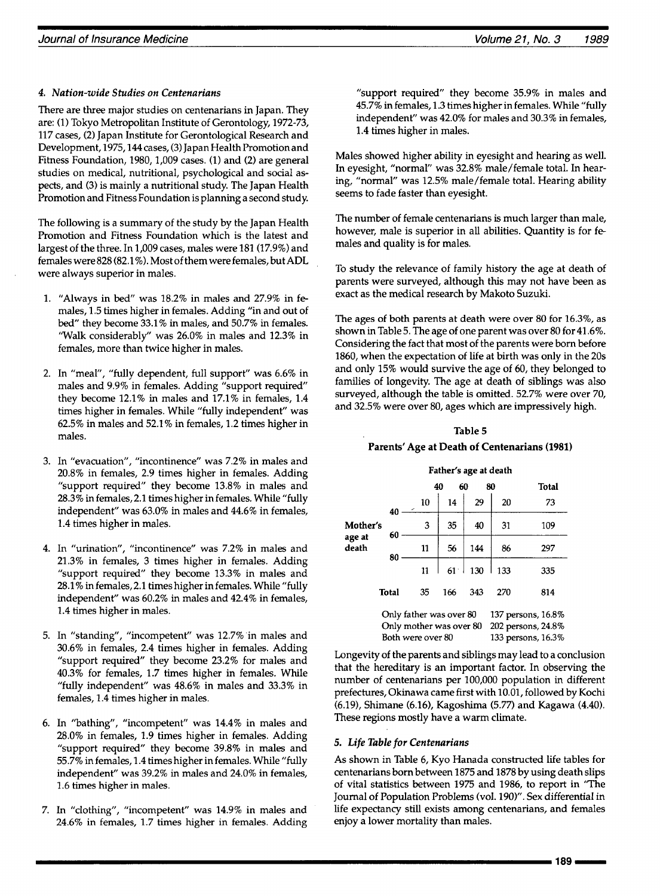### 4. Nation-wide Studies on Centenarians

There are three major studies on centenarians in Japan. They are: (1) Tokyo Metropolitan Institute of Gerontology, 1972-73, 117 cases, (2) Japan Institute for Gerontological Research and Development, 1975, 144 cases, (3) Japan Health Promotion and Fitness Foundation, 1980, 1,009 cases. (1) and (2) are general studies on medical, nutritional, psychological and social aspects, and (3) is mainly a nutritional study. The Japan Health Promotion and Fitness Foundation is planning a second study.

The following is a summary of the study by the Japan Health Promotion and Fitness Foundation which is the latest and largest of the three. In 1,009 cases, males were 181 (17.9%) and females were 828 (82.1%). Most of them were females, but ADL were always superior in males.

1. "Always in bed" was 18.2% in males and 27.9% in females, 1.5 times higher in females. Adding "in and out of bed" they become 33.1% in males, and 50.7% in females. "Walk considerably" was 26.0% in males and 12.3% in females, more than twice higher in males.

2. In "meal", "fully dependent, full support" was 6.6% in males and 9.9% in females. Adding "support required" they become 12.1% in males and 17.1% in females, 1.4 times higher in females. While "fully independent" was 62.5% in males and 52.1% in females, 1.2 times higher in males.

3. In "evacuation", "incontinence" was 7.2% in males and 20.8% in females, 2.9 times higher in females. Adding "support required" they become 13.8% in males and 28.3% in females, 2.1 times higher in females. While "fully independent" was 63.0% in males and 44.6% in females, 1.4 times higher in males.

4. In "urination", "incontinence" was 7.2% in males and 21.3% in females, 3 times higher in females. Adding "support required" they become 13.3% in males and 28.1% in females, 2.1 times higher in females. While "fully independent" was 60.2% in males and 42.4% in females, 1.4 times higher in males.

5. In "standing", "incompetent" was 12.7% in males and 30.6% in females, 2.4 times higher in females. Adding "support required" they become 23.2% for males and 40.3% for females, 1.7 times higher in females. While "fully independent" was 48.6% in males and 33.3% in females, 1.4 times higher in males.

6. In "bathing", "incompetent" was 14.4% in males and 28.0% in females, 1.9 times higher in females. Adding "support required" they become 39.8% in males and 55.7% in females, 1.4 times higher in females. While "fully independent" was 39.2% in males and 24.0% in females, 1.6 times higher in males.

7. In "clothing", "incompetent" was 14.9% in males and 24.6% in females, 1.7 times higher in females. Adding "support required" they become 35.9% in males and 45.7% in females, 1.3 times higher in females. While "fully independent" was 42.0% for males and 30.3% in females, 1.4 times higher in males.

Males showed higher ability in eyesight and hearing as well. In eyesight, "normal" was 32.8% male/female total. In hearing, "normal" was 12.5% male/female total. Hearing ability seems to fade faster than eyesight.

The number of female centenarians is much larger than male, however, male is superior in all abilities. Quantity is for females and quality is for males.

To study the relevance of family history the age at death of parents were surveyed, although this may not have been as exact as the medical research by Makoto Suzuki.

The ages of both parents at death were over 80 for 16.3%, as shown in Table 5. The age of one parent was over 80 for 41.6%. Considering the fact that most of the parents were born before 1860, when the expectation of life at birth was only in the 20s and only 15% would survive the age of 60, they belonged to families of longevity. The age at death of siblings was also surveyed, although the table is omitted. 52.7% were over 70, and 32.5% were over 80, ages which are impressively high.

**Table 5**
**Parents' Age at Death of Centenarians (1981)**

| Mother's age at death \ Father's age at death | <40 | 40–60 | 60–80 | 80< | Total |
|---|---|---|---|---|---|
| <40 | 10 | 14 | 29 | 20 | 73 |
| 40–60 | 3 | 35 | 40 | 31 | 109 |
| 60–80 | 11 | 56 | 144 | 86 | 297 |
| 80< | 11 | 61 | 130 | 133 | 335 |
| Total | 35 | 166 | 343 | 270 | 814 |

Only father was over 80: 137 persons, 16.8%
Only mother was over 80: 202 persons, 24.8%
Both were over 80: 133 persons, 16.3%

Longevity of the parents and siblings may lead to a conclusion that the hereditary is an important factor. In observing the number of centenarians per 100,000 population in different prefectures, Okinawa came first with 10.01, followed by Kochi (6.19), Shimane (6.16), Kagoshima (5.77) and Kagawa (4.40). These regions mostly have a warm climate.

### 5. Life Table for Centenarians

As shown in Table 6, Kyo Hanada constructed life tables for centenarians born between 1875 and 1878 by using death slips of vital statistics between 1975 and 1986, to report in "The Journal of Population Problems (vol. 190)". Sex differential in life expectancy still exists among centenarians, and females enjoy a lower mortality than males.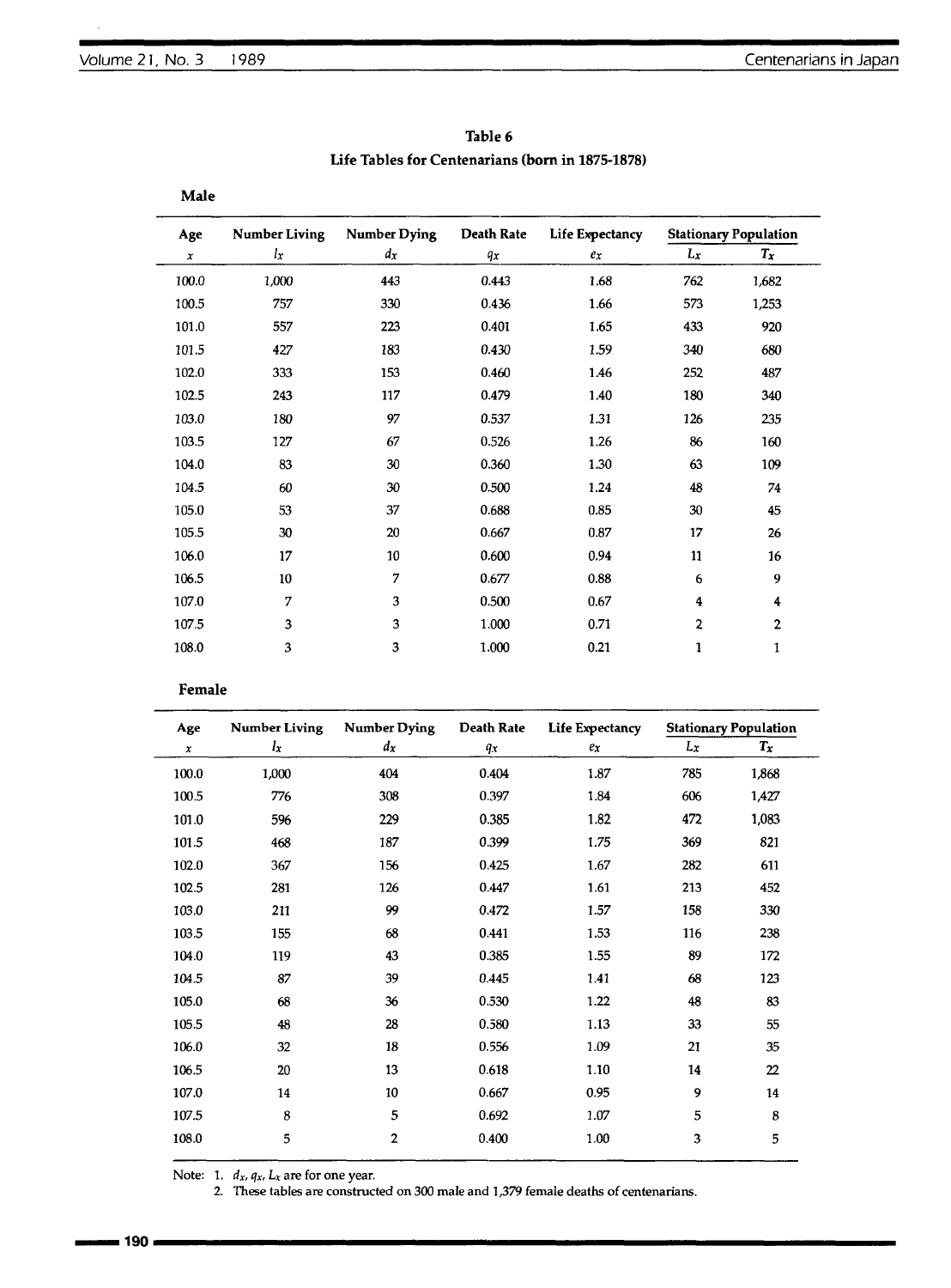## Table 6

### Life Tables for Centenarians (born in 1875-1878)

**Male**

| Age | Number Living | Number Dying | Death Rate | Life Expectancy | Stationary Population | |
|---|---|---|---|---|---|---|
| $x$ | $l_x$ | $d_x$ | $q_x$ | $e_x$ | $L_x$ | $T_x$ |
| 100.0 | 1,000 | 443 | 0.443 | 1.68 | 762 | 1,682 |
| 100.5 | 757 | 330 | 0.436 | 1.66 | 573 | 1,253 |
| 101.0 | 557 | 223 | 0.401 | 1.65 | 433 | 920 |
| 101.5 | 427 | 183 | 0.430 | 1.59 | 340 | 680 |
| 102.0 | 333 | 153 | 0.460 | 1.46 | 252 | 487 |
| 102.5 | 243 | 117 | 0.479 | 1.40 | 180 | 340 |
| 103.0 | 180 | 97 | 0.537 | 1.31 | 126 | 235 |
| 103.5 | 127 | 67 | 0.526 | 1.26 | 86 | 160 |
| 104.0 | 83 | 30 | 0.360 | 1.30 | 63 | 109 |
| 104.5 | 60 | 30 | 0.500 | 1.24 | 48 | 74 |
| 105.0 | 53 | 37 | 0.688 | 0.85 | 30 | 45 |
| 105.5 | 30 | 20 | 0.667 | 0.87 | 17 | 26 |
| 106.0 | 17 | 10 | 0.600 | 0.94 | 11 | 16 |
| 106.5 | 10 | 7 | 0.677 | 0.88 | 6 | 9 |
| 107.0 | 7 | 3 | 0.500 | 0.67 | 4 | 4 |
| 107.5 | 3 | 3 | 1.000 | 0.71 | 2 | 2 |
| 108.0 | 3 | 3 | 1.000 | 0.21 | 1 | 1 |

**Female**

| Age | Number Living | Number Dying | Death Rate | Life Expectancy | Stationary Population | |
|---|---|---|---|---|---|---|
| $x$ | $l_x$ | $d_x$ | $q_x$ | $e_x$ | $L_x$ | $T_x$ |
| 100.0 | 1,000 | 404 | 0.404 | 1.87 | 785 | 1,868 |
| 100.5 | 776 | 308 | 0.397 | 1.84 | 606 | 1,427 |
| 101.0 | 596 | 229 | 0.385 | 1.82 | 472 | 1,083 |
| 101.5 | 468 | 187 | 0.399 | 1.75 | 369 | 821 |
| 102.0 | 367 | 156 | 0.425 | 1.67 | 282 | 611 |
| 102.5 | 281 | 126 | 0.447 | 1.61 | 213 | 452 |
| 103.0 | 211 | 99 | 0.472 | 1.57 | 158 | 330 |
| 103.5 | 155 | 68 | 0.441 | 1.53 | 116 | 238 |
| 104.0 | 119 | 43 | 0.385 | 1.55 | 89 | 172 |
| 104.5 | 87 | 39 | 0.445 | 1.41 | 68 | 123 |
| 105.0 | 68 | 36 | 0.530 | 1.22 | 48 | 83 |
| 105.5 | 48 | 28 | 0.580 | 1.13 | 33 | 55 |
| 106.0 | 32 | 18 | 0.556 | 1.09 | 21 | 35 |
| 106.5 | 20 | 13 | 0.618 | 1.10 | 14 | 22 |
| 107.0 | 14 | 10 | 0.667 | 0.95 | 9 | 14 |
| 107.5 | 8 | 5 | 0.692 | 1.07 | 5 | 8 |
| 108.0 | 5 | 2 | 0.400 | 1.00 | 3 | 5 |

Note: 1. $d_x$, $q_x$, $L_x$ are for one year.

2. These tables are constructed on 300 male and 1,379 female deaths of centenarians.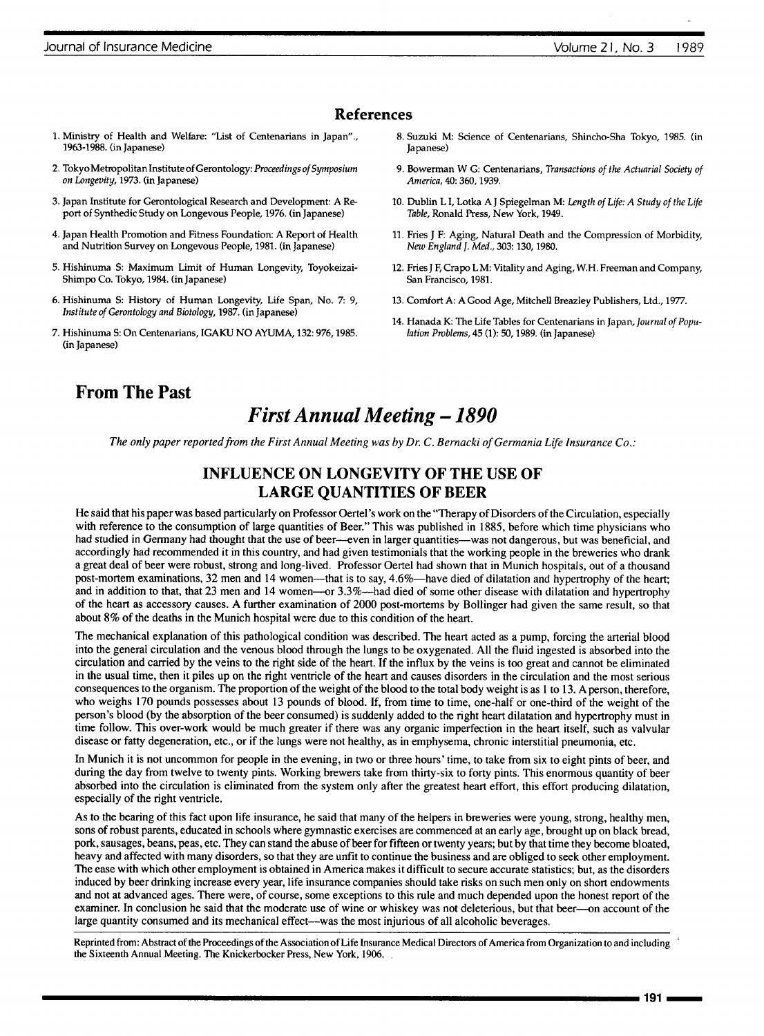## References

1. Ministry of Health and Welfare: "List of Centenarians in Japan"., 1963-1988. (in Japanese)
2. Tokyo Metropolitan Institute of Gerontology: *Proceedings of Symposium on Longevity*, 1973. (in Japanese)
3. Japan Institute for Gerontological Research and Development: A Report of Synthedic Study on Longevous People, 1976. (in Japanese)
4. Japan Health Promotion and Fitness Foundation: A Report of Health and Nutrition Survey on Longevous People, 1981. (in Japanese)
5. Hishinuma S: Maximum Limit of Human Longevity, Toyokeizai-Shimpo Co. Tokyo, 1984. (in Japanese)
6. Hishinuma S: History of Human Longevity, Life Span, No. 7: 9, *Institute of Gerontology and Biotology*, 1987. (in Japanese)
7. Hishinuma S: On Centenarians, IGAKU NO AYUMA, 132: 976, 1985. (in Japanese)
8. Suzuki M: Science of Centenarians, Shincho-Sha Tokyo, 1985. (in Japanese)
9. Bowerman W G: Centenarians, *Transactions of the Actuarial Society of America*, 40: 360, 1939.
10. Dublin L I, Lotka A J Spiegelman M: *Length of Life: A Study of the Life Table*, Ronald Press, New York, 1949.
11. Fries J F: Aging, Natural Death and the Compression of Morbidity, *New England J. Med.*, 303: 130, 1980.
12. Fries J F, Crapo L M: Vitality and Aging, W.H. Freeman and Company, San Francisco, 1981.
13. Comfort A: A Good Age, Mitchell Breazley Publishers, Ltd., 1977.
14. Hanada K: The Life Tables for Centenarians in Japan, *Journal of Population Problems*, 45 (1): 50, 1989. (in Japanese)

# From The Past

## *First Annual Meeting – 1890*

*The only paper reported from the First Annual Meeting was by Dr. C. Bernacki of Germania Life Insurance Co.:*

### INFLUENCE ON LONGEVITY OF THE USE OF LARGE QUANTITIES OF BEER

He said that his paper was based particularly on Professor Oertel's work on the "Therapy of Disorders of the Circulation, especially with reference to the consumption of large quantities of Beer." This was published in 1885, before which time physicians who had studied in Germany had thought that the use of beer—even in larger quantities—was not dangerous, but was beneficial, and accordingly had recommended it in this country, and had given testimonials that the working people in the breweries who drank a great deal of beer were robust, strong and long-lived. Professor Oertel had shown that in Munich hospitals, out of a thousand post-mortem examinations, 32 men and 14 women—that is to say, 4.6%—have died of dilatation and hypertrophy of the heart; and in addition to that, that 23 men and 14 women—or 3.3%—had died of some other disease with dilatation and hypertrophy of the heart as accessory causes. A further examination of 2000 post-mortems by Bollinger had given the same result, so that about 8% of the deaths in the Munich hospital were due to this condition of the heart.

The mechanical explanation of this pathological condition was described. The heart acted as a pump, forcing the arterial blood into the general circulation and the venous blood through the lungs to be oxygenated. All the fluid ingested is absorbed into the circulation and carried by the veins to the right side of the heart. If the influx by the veins is too great and cannot be eliminated in the usual time, then it piles up on the right ventricle of the heart and causes disorders in the circulation and the most serious consequences to the organism. The proportion of the weight of the blood to the total body weight is as 1 to 13. A person, therefore, who weighs 170 pounds possesses about 13 pounds of blood. If, from time to time, one-half or one-third of the weight of the person's blood (by the absorption of the beer consumed) is suddenly added to the right heart dilatation and hypertrophy must in time follow. This over-work would be much greater if there was any organic imperfection in the heart itself, such as valvular disease or fatty degeneration, etc., or if the lungs were not healthy, as in emphysema, chronic interstitial pneumonia, etc.

In Munich it is not uncommon for people in the evening, in two or three hours' time, to take from six to eight pints of beer, and during the day from twelve to twenty pints. Working brewers take from thirty-six to forty pints. This enormous quantity of beer absorbed into the circulation is eliminated from the system only after the greatest heart effort, this effort producing dilatation, especially of the right ventricle.

As to the bearing of this fact upon life insurance, he said that many of the helpers in breweries were young, strong, healthy men, sons of robust parents, educated in schools where gymnastic exercises are commenced at an early age, brought up on black bread, pork, sausages, beans, peas, etc. They can stand the abuse of beer for fifteen or twenty years; but by that time they become bloated, heavy and affected with many disorders, so that they are unfit to continue the business and are obliged to seek other employment. The ease with which other employment is obtained in America makes it difficult to secure accurate statistics; but, as the disorders induced by beer drinking increase every year, life insurance companies should take risks on such men only on short endowments and not at advanced ages. There were, of course, some exceptions to this rule and much depended upon the honest report of the examiner. In conclusion he said that the moderate use of wine or whiskey was not deleterious, but that beer—on account of the large quantity consumed and its mechanical effect—was the most injurious of all alcoholic beverages.

Reprinted from: Abstract of the Proceedings of the Association of Life Insurance Medical Directors of America from Organization to and including the Sixteenth Annual Meeting. The Knickerbocker Press, New York, 1906.